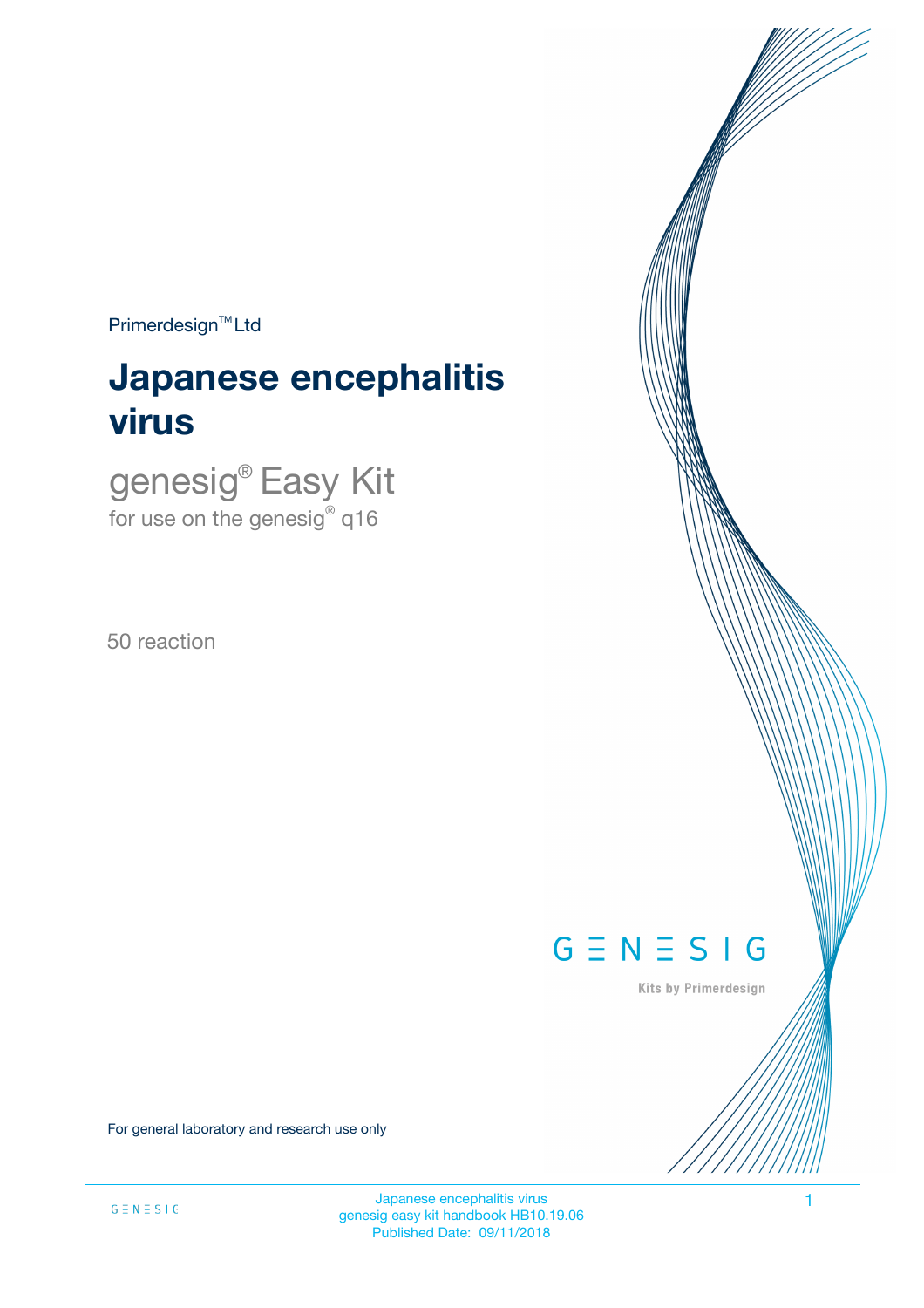Primerdesign™ Ltd

# Japanese encephalitis virus

## genesig® Easy Kit

for use on the genesig® q16

50 reaction

GENESIG

Kits by Primerdesign

For general laboratory and research use only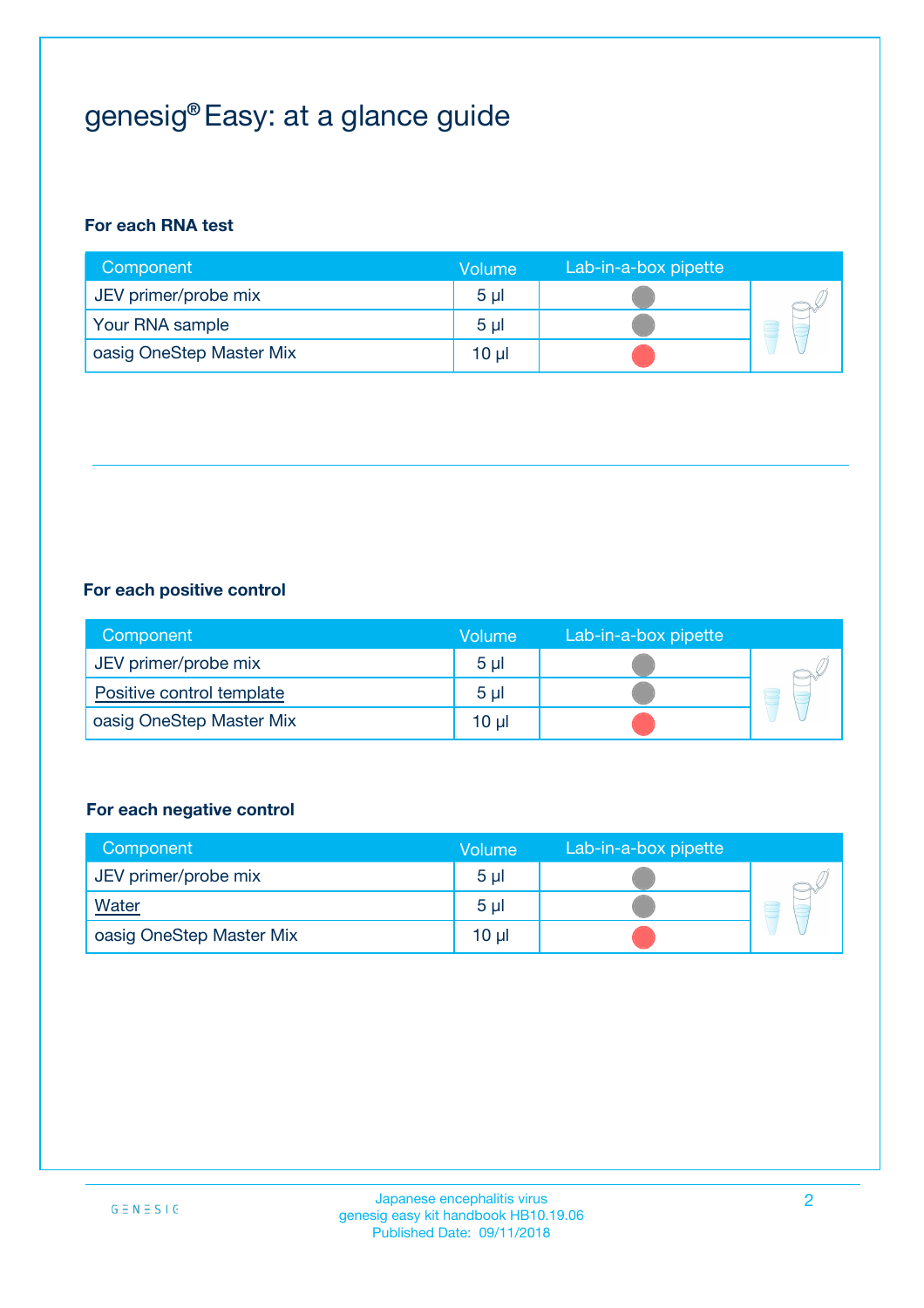# genesig® Easy: at a glance guide

**For each RNA test**

| Component | Volume | Lab-in-a-box pipette |
|---|---|---|
| JEV primer/probe mix | 5 µl | |
| Your RNA sample | 5 µl | |
| oasig OneStep Master Mix | 10 µl | |

**For each positive control**

| Component | Volume | Lab-in-a-box pipette |
|---|---|---|
| JEV primer/probe mix | 5 µl | |
| Positive control template | 5 µl | |
| oasig OneStep Master Mix | 10 µl | |

**For each negative control**

| Component | Volume | Lab-in-a-box pipette |
|---|---|---|
| JEV primer/probe mix | 5 µl | |
| Water | 5 µl | |
| oasig OneStep Master Mix | 10 µl | |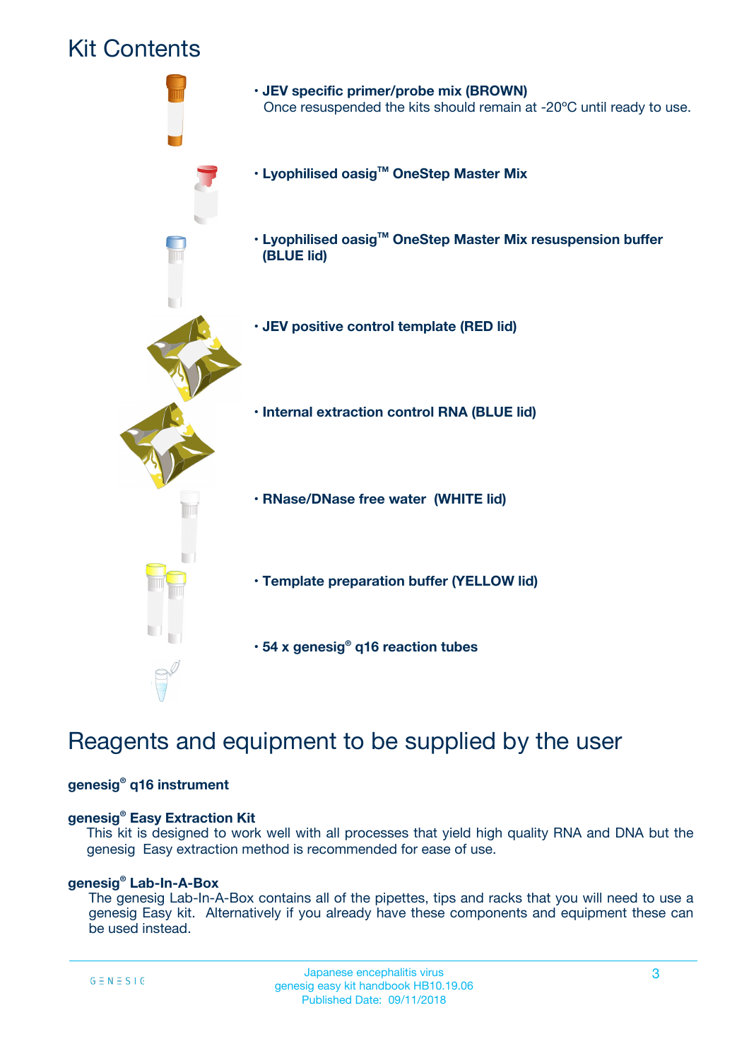# Kit Contents

- **JEV specific primer/probe mix (BROWN)**
  Once resuspended the kits should remain at -20ºC until ready to use.
- **Lyophilised oasig™ OneStep Master Mix**
- **Lyophilised oasig™ OneStep Master Mix resuspension buffer (BLUE lid)**
- **JEV positive control template (RED lid)**
- **Internal extraction control RNA (BLUE lid)**
- **RNase/DNase free water (WHITE lid)**
- **Template preparation buffer (YELLOW lid)**
- **54 x genesig® q16 reaction tubes**

# Reagents and equipment to be supplied by the user

**genesig® q16 instrument**

**genesig® Easy Extraction Kit**
This kit is designed to work well with all processes that yield high quality RNA and DNA but the genesig Easy extraction method is recommended for ease of use.

**genesig® Lab-In-A-Box**
The genesig Lab-In-A-Box contains all of the pipettes, tips and racks that you will need to use a genesig Easy kit. Alternatively if you already have these components and equipment these can be used instead.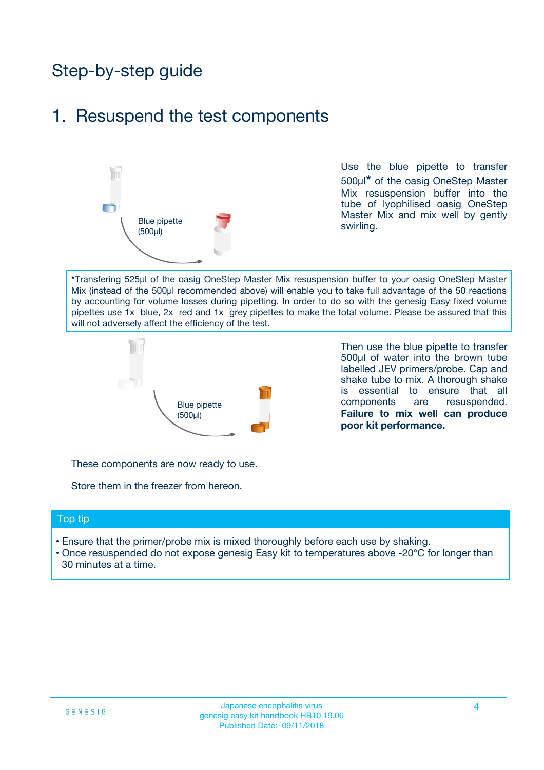# Step-by-step guide

## 1. Resuspend the test components

Blue pipette (500µl)

Use the blue pipette to transfer 500µl* of the oasig OneStep Master Mix resuspension buffer into the tube of lyophilised oasig OneStep Master Mix and mix well by gently swirling.

*Transfering 525µl of the oasig OneStep Master Mix resuspension buffer to your oasig OneStep Master Mix (instead of the 500µl recommended above) will enable you to take full advantage of the 50 reactions by accounting for volume losses during pipetting. In order to do so with the genesig Easy fixed volume pipettes use 1x blue, 2x red and 1x grey pipettes to make the total volume. Please be assured that this will not adversely affect the efficiency of the test.

Blue pipette (500µl)

Then use the blue pipette to transfer 500µl of water into the brown tube labelled JEV primers/probe. Cap and shake tube to mix. A thorough shake is essential to ensure that all components are resuspended. **Failure to mix well can produce poor kit performance.**

These components are now ready to use.

Store them in the freezer from hereon.

**Top tip**

- Ensure that the primer/probe mix is mixed thoroughly before each use by shaking.
- Once resuspended do not expose genesig Easy kit to temperatures above -20°C for longer than 30 minutes at a time.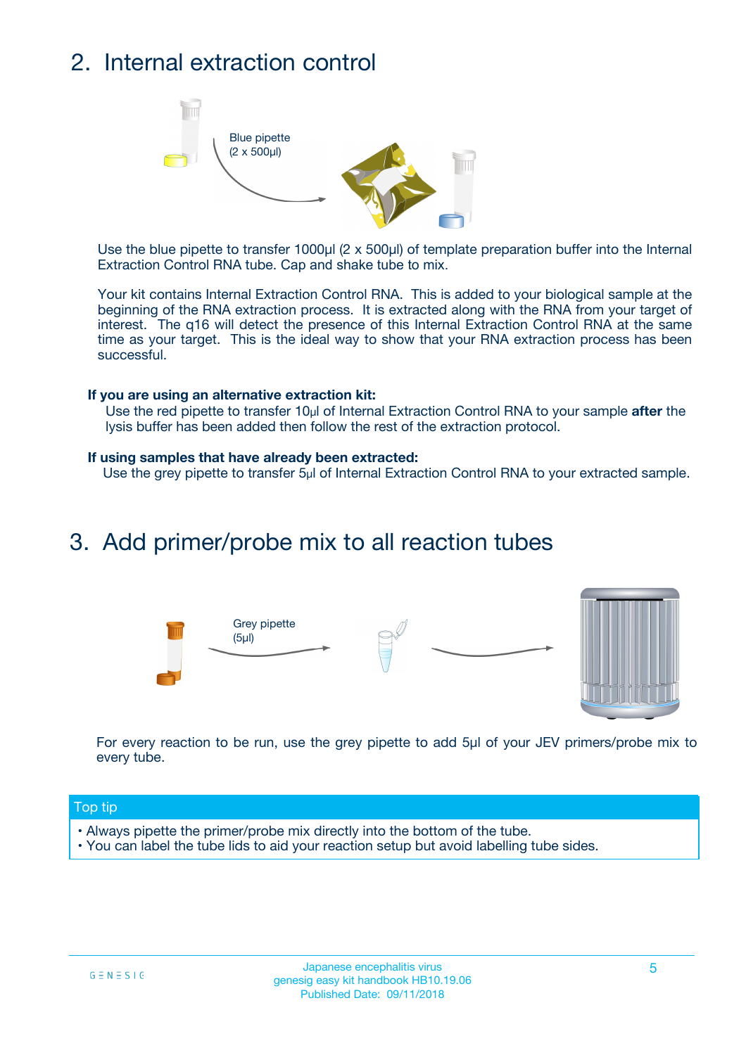## 2. Internal extraction control

Blue pipette (2 x 500µl)

Use the blue pipette to transfer 1000µl (2 x 500µl) of template preparation buffer into the Internal Extraction Control RNA tube. Cap and shake tube to mix.

Your kit contains Internal Extraction Control RNA. This is added to your biological sample at the beginning of the RNA extraction process. It is extracted along with the RNA from your target of interest. The q16 will detect the presence of this Internal Extraction Control RNA at the same time as your target. This is the ideal way to show that your RNA extraction process has been successful.

**If you are using an alternative extraction kit:**

Use the red pipette to transfer 10µl of Internal Extraction Control RNA to your sample **after** the lysis buffer has been added then follow the rest of the extraction protocol.

**If using samples that have already been extracted:**

Use the grey pipette to transfer 5µl of Internal Extraction Control RNA to your extracted sample.

## 3. Add primer/probe mix to all reaction tubes

Grey pipette (5µl)

For every reaction to be run, use the grey pipette to add 5µl of your JEV primers/probe mix to every tube.

**Top tip**

- Always pipette the primer/probe mix directly into the bottom of the tube.
- You can label the tube lids to aid your reaction setup but avoid labelling tube sides.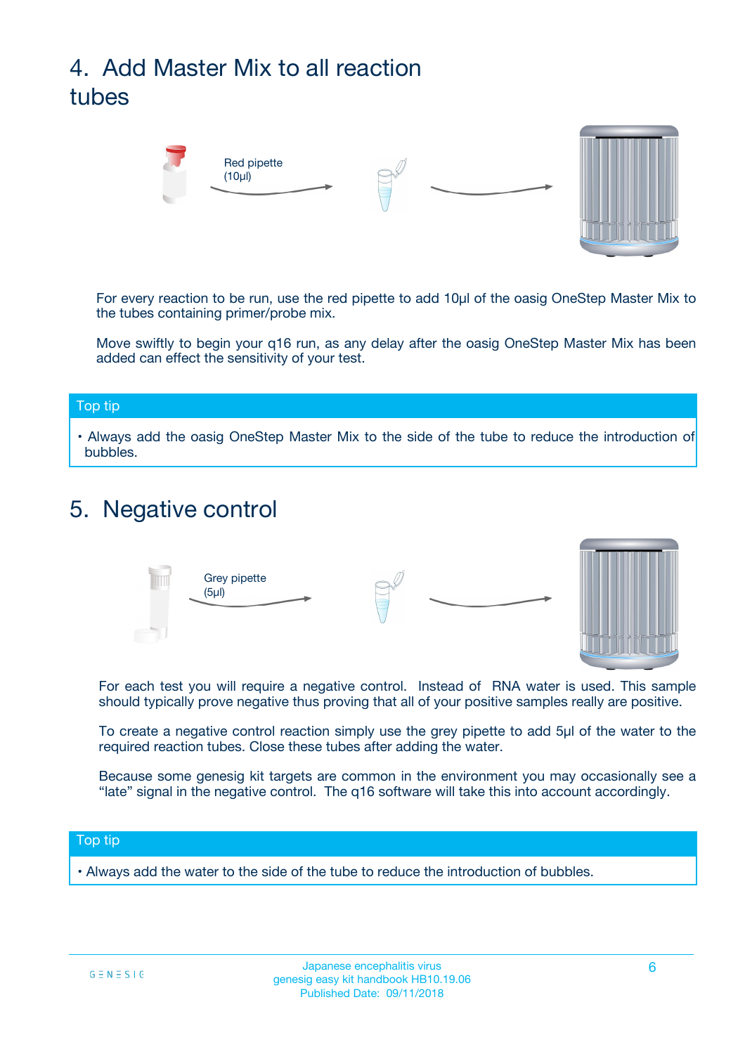## 4. Add Master Mix to all reaction tubes

Red pipette (10µl)

For every reaction to be run, use the red pipette to add 10µl of the oasig OneStep Master Mix to the tubes containing primer/probe mix.

Move swiftly to begin your q16 run, as any delay after the oasig OneStep Master Mix has been added can effect the sensitivity of your test.

**Top tip**

- Always add the oasig OneStep Master Mix to the side of the tube to reduce the introduction of bubbles.

## 5. Negative control

Grey pipette (5µl)

For each test you will require a negative control. Instead of RNA water is used. This sample should typically prove negative thus proving that all of your positive samples really are positive.

To create a negative control reaction simply use the grey pipette to add 5µl of the water to the required reaction tubes. Close these tubes after adding the water.

Because some genesig kit targets are common in the environment you may occasionally see a "late" signal in the negative control. The q16 software will take this into account accordingly.

**Top tip**

- Always add the water to the side of the tube to reduce the introduction of bubbles.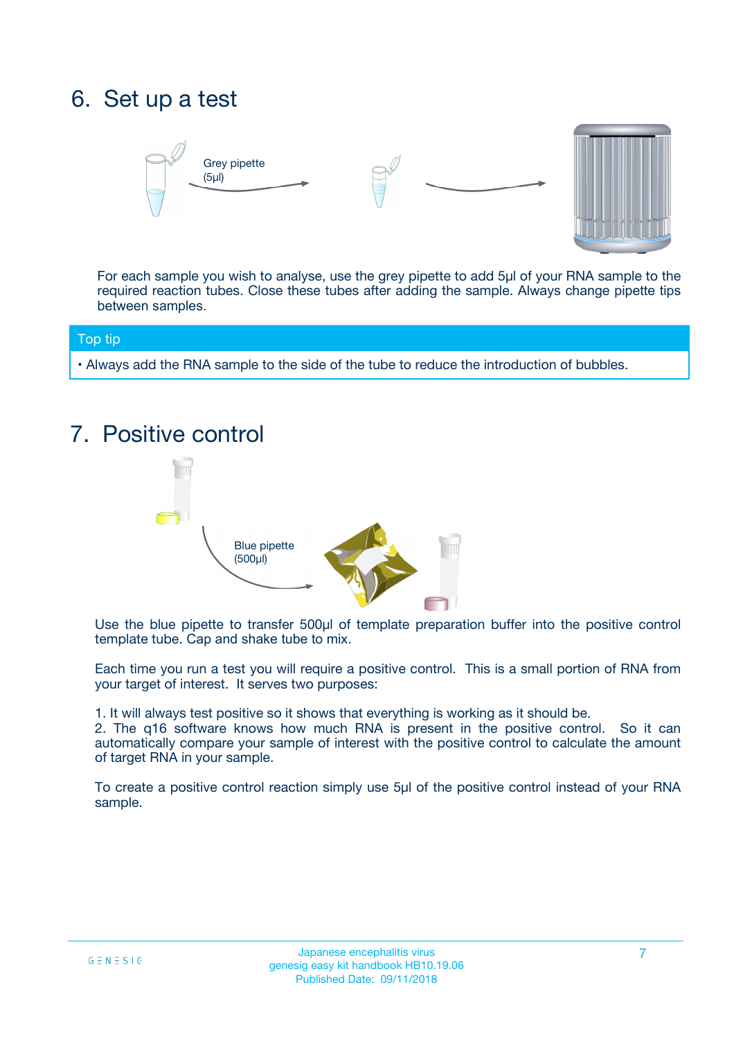# 6. Set up a test

Grey pipette (5µl)

For each sample you wish to analyse, use the grey pipette to add 5µl of your RNA sample to the required reaction tubes. Close these tubes after adding the sample. Always change pipette tips between samples.

**Top tip**

• Always add the RNA sample to the side of the tube to reduce the introduction of bubbles.

# 7. Positive control

Blue pipette (500µl)

Use the blue pipette to transfer 500µl of template preparation buffer into the positive control template tube. Cap and shake tube to mix.

Each time you run a test you will require a positive control. This is a small portion of RNA from your target of interest. It serves two purposes:

1. It will always test positive so it shows that everything is working as it should be.
2. The q16 software knows how much RNA is present in the positive control. So it can automatically compare your sample of interest with the positive control to calculate the amount of target RNA in your sample.

To create a positive control reaction simply use 5µl of the positive control instead of your RNA sample.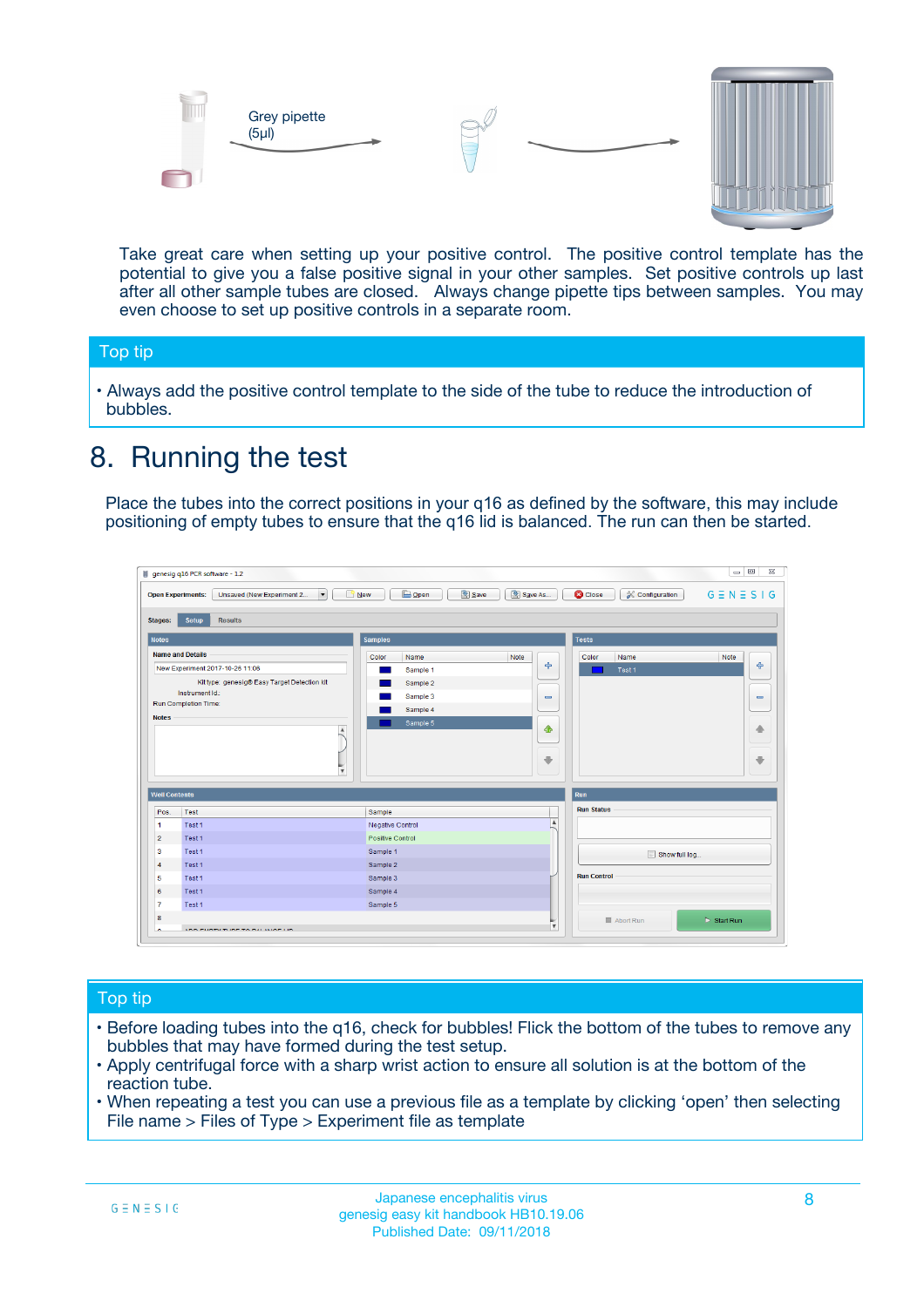Grey pipette (5µl)

Take great care when setting up your positive control. The positive control template has the potential to give you a false positive signal in your other samples. Set positive controls up last after all other sample tubes are closed. Always change pipette tips between samples. You may even choose to set up positive controls in a separate room.

## Top tip

- Always add the positive control template to the side of the tube to reduce the introduction of bubbles.

# 8. Running the test

Place the tubes into the correct positions in your q16 as defined by the software, this may include positioning of empty tubes to ensure that the q16 lid is balanced. The run can then be started.

## Top tip

- Before loading tubes into the q16, check for bubbles! Flick the bottom of the tubes to remove any bubbles that may have formed during the test setup.
- Apply centrifugal force with a sharp wrist action to ensure all solution is at the bottom of the reaction tube.
- When repeating a test you can use a previous file as a template by clicking 'open' then selecting File name > Files of Type > Experiment file as template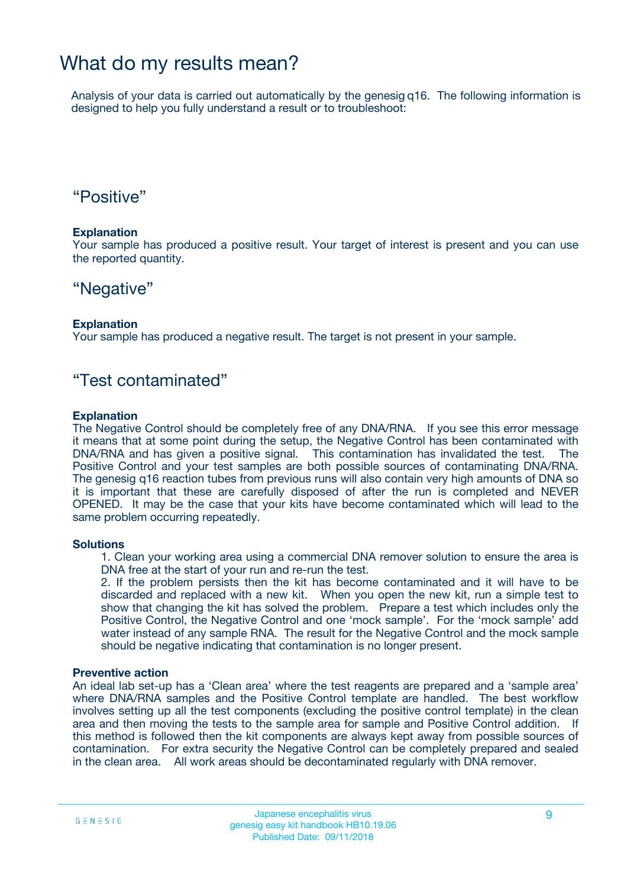# What do my results mean?

Analysis of your data is carried out automatically by the genesig q16. The following information is designed to help you fully understand a result or to troubleshoot:

## “Positive”

**Explanation**

Your sample has produced a positive result. Your target of interest is present and you can use the reported quantity.

## “Negative”

**Explanation**

Your sample has produced a negative result. The target is not present in your sample.

## “Test contaminated”

**Explanation**

The Negative Control should be completely free of any DNA/RNA. If you see this error message it means that at some point during the setup, the Negative Control has been contaminated with DNA/RNA and has given a positive signal. This contamination has invalidated the test. The Positive Control and your test samples are both possible sources of contaminating DNA/RNA. The genesig q16 reaction tubes from previous runs will also contain very high amounts of DNA so it is important that these are carefully disposed of after the run is completed and NEVER OPENED. It may be the case that your kits have become contaminated which will lead to the same problem occurring repeatedly.

**Solutions**

1. Clean your working area using a commercial DNA remover solution to ensure the area is DNA free at the start of your run and re-run the test.
2. If the problem persists then the kit has become contaminated and it will have to be discarded and replaced with a new kit. When you open the new kit, run a simple test to show that changing the kit has solved the problem. Prepare a test which includes only the Positive Control, the Negative Control and one ‘mock sample’. For the ‘mock sample’ add water instead of any sample RNA. The result for the Negative Control and the mock sample should be negative indicating that contamination is no longer present.

**Preventive action**

An ideal lab set-up has a ‘Clean area’ where the test reagents are prepared and a ‘sample area’ where DNA/RNA samples and the Positive Control template are handled. The best workflow involves setting up all the test components (excluding the positive control template) in the clean area and then moving the tests to the sample area for sample and Positive Control addition. If this method is followed then the kit components are always kept away from possible sources of contamination. For extra security the Negative Control can be completely prepared and sealed in the clean area. All work areas should be decontaminated regularly with DNA remover.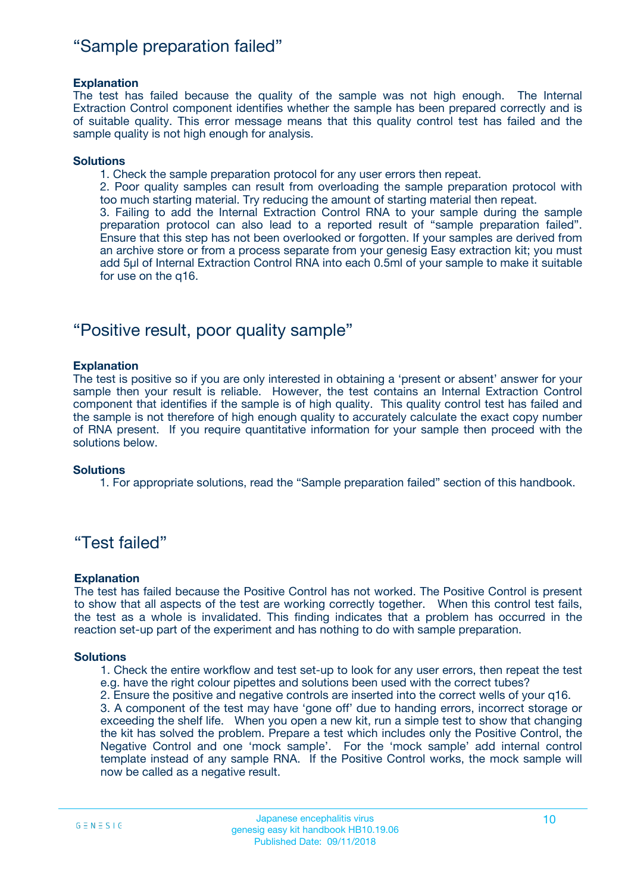## “Sample preparation failed”

**Explanation**

The test has failed because the quality of the sample was not high enough. The Internal Extraction Control component identifies whether the sample has been prepared correctly and is of suitable quality. This error message means that this quality control test has failed and the sample quality is not high enough for analysis.

**Solutions**

1. Check the sample preparation protocol for any user errors then repeat.
2. Poor quality samples can result from overloading the sample preparation protocol with too much starting material. Try reducing the amount of starting material then repeat.
3. Failing to add the Internal Extraction Control RNA to your sample during the sample preparation protocol can also lead to a reported result of “sample preparation failed”. Ensure that this step has not been overlooked or forgotten. If your samples are derived from an archive store or from a process separate from your genesig Easy extraction kit; you must add 5µl of Internal Extraction Control RNA into each 0.5ml of your sample to make it suitable for use on the q16.

## “Positive result, poor quality sample”

**Explanation**

The test is positive so if you are only interested in obtaining a ‘present or absent’ answer for your sample then your result is reliable. However, the test contains an Internal Extraction Control component that identifies if the sample is of high quality. This quality control test has failed and the sample is not therefore of high enough quality to accurately calculate the exact copy number of RNA present. If you require quantitative information for your sample then proceed with the solutions below.

**Solutions**

1. For appropriate solutions, read the “Sample preparation failed” section of this handbook.

## “Test failed”

**Explanation**

The test has failed because the Positive Control has not worked. The Positive Control is present to show that all aspects of the test are working correctly together. When this control test fails, the test as a whole is invalidated. This finding indicates that a problem has occurred in the reaction set-up part of the experiment and has nothing to do with sample preparation.

**Solutions**

1. Check the entire workflow and test set-up to look for any user errors, then repeat the test e.g. have the right colour pipettes and solutions been used with the correct tubes?
2. Ensure the positive and negative controls are inserted into the correct wells of your q16.
3. A component of the test may have ‘gone off’ due to handing errors, incorrect storage or exceeding the shelf life. When you open a new kit, run a simple test to show that changing the kit has solved the problem. Prepare a test which includes only the Positive Control, the Negative Control and one ‘mock sample’. For the ‘mock sample’ add internal control template instead of any sample RNA. If the Positive Control works, the mock sample will now be called as a negative result.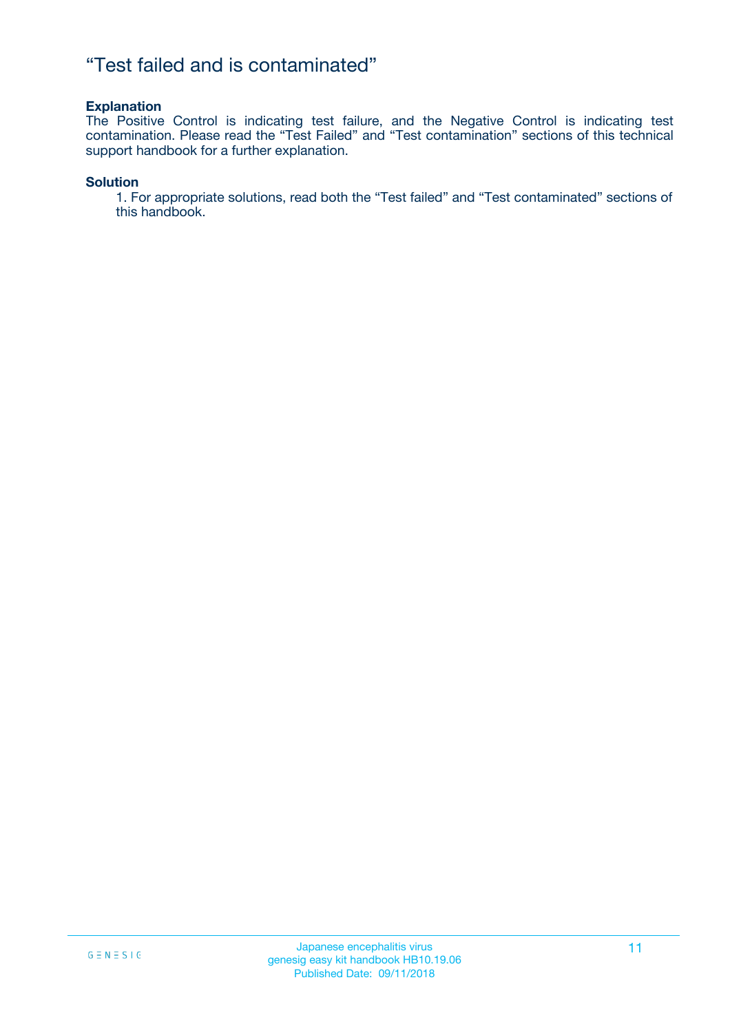# “Test failed and is contaminated”

**Explanation**

The Positive Control is indicating test failure, and the Negative Control is indicating test contamination. Please read the “Test Failed” and “Test contamination” sections of this technical support handbook for a further explanation.

**Solution**

1. For appropriate solutions, read both the “Test failed” and “Test contaminated” sections of this handbook.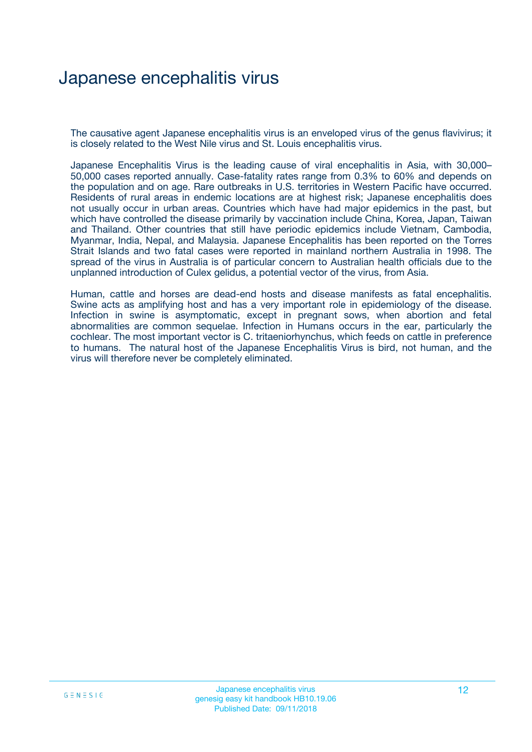# Japanese encephalitis virus

The causative agent Japanese encephalitis virus is an enveloped virus of the genus flavivirus; it is closely related to the West Nile virus and St. Louis encephalitis virus.

Japanese Encephalitis Virus is the leading cause of viral encephalitis in Asia, with 30,000–50,000 cases reported annually. Case-fatality rates range from 0.3% to 60% and depends on the population and on age. Rare outbreaks in U.S. territories in Western Pacific have occurred. Residents of rural areas in endemic locations are at highest risk; Japanese encephalitis does not usually occur in urban areas. Countries which have had major epidemics in the past, but which have controlled the disease primarily by vaccination include China, Korea, Japan, Taiwan and Thailand. Other countries that still have periodic epidemics include Vietnam, Cambodia, Myanmar, India, Nepal, and Malaysia. Japanese Encephalitis has been reported on the Torres Strait Islands and two fatal cases were reported in mainland northern Australia in 1998. The spread of the virus in Australia is of particular concern to Australian health officials due to the unplanned introduction of Culex gelidus, a potential vector of the virus, from Asia.

Human, cattle and horses are dead-end hosts and disease manifests as fatal encephalitis. Swine acts as amplifying host and has a very important role in epidemiology of the disease. Infection in swine is asymptomatic, except in pregnant sows, when abortion and fetal abnormalities are common sequelae. Infection in Humans occurs in the ear, particularly the cochlear. The most important vector is C. tritaeniorhynchus, which feeds on cattle in preference to humans. The natural host of the Japanese Encephalitis Virus is bird, not human, and the virus will therefore never be completely eliminated.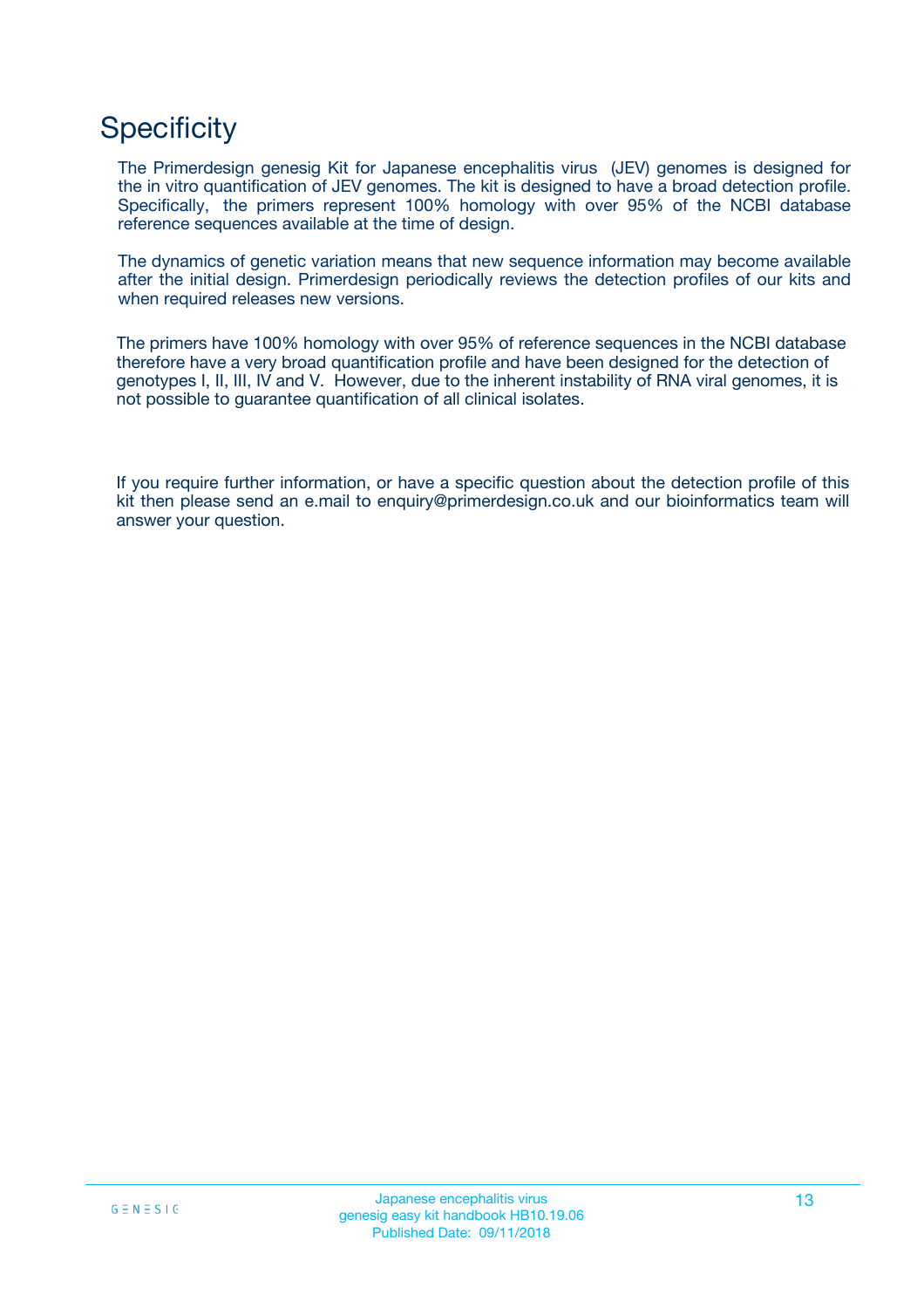# Specificity

The Primerdesign genesig Kit for Japanese encephalitis virus (JEV) genomes is designed for the in vitro quantification of JEV genomes. The kit is designed to have a broad detection profile. Specifically, the primers represent 100% homology with over 95% of the NCBI database reference sequences available at the time of design.

The dynamics of genetic variation means that new sequence information may become available after the initial design. Primerdesign periodically reviews the detection profiles of our kits and when required releases new versions.

The primers have 100% homology with over 95% of reference sequences in the NCBI database therefore have a very broad quantification profile and have been designed for the detection of genotypes I, II, III, IV and V. However, due to the inherent instability of RNA viral genomes, it is not possible to guarantee quantification of all clinical isolates.

If you require further information, or have a specific question about the detection profile of this kit then please send an e.mail to enquiry@primerdesign.co.uk and our bioinformatics team will answer your question.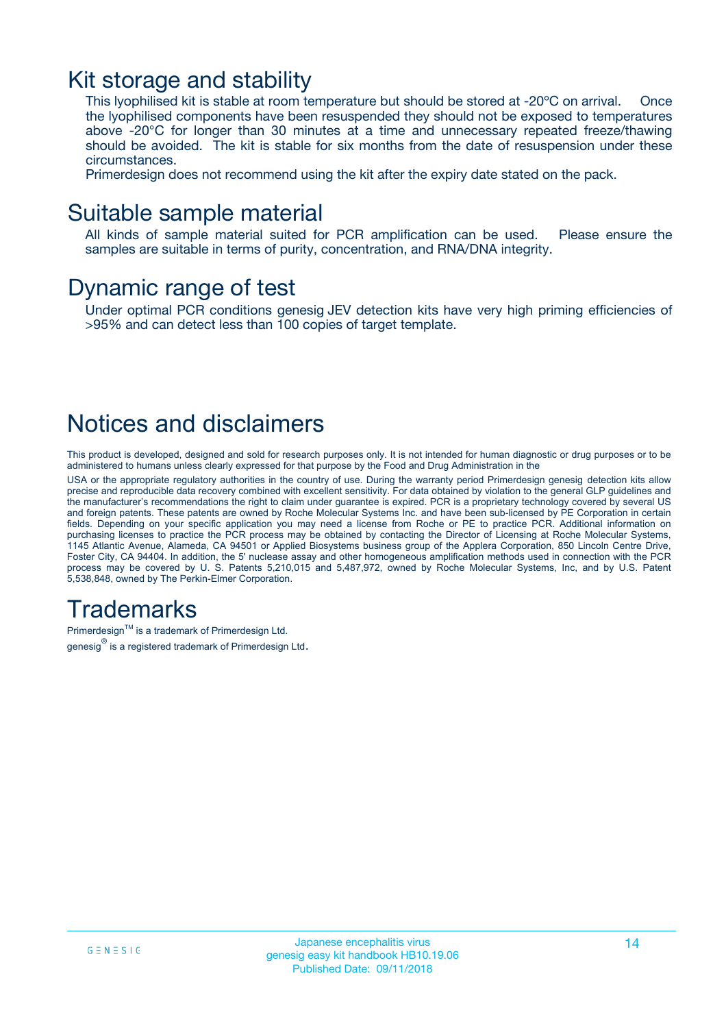# Kit storage and stability

This lyophilised kit is stable at room temperature but should be stored at -20ºC on arrival. Once the lyophilised components have been resuspended they should not be exposed to temperatures above -20°C for longer than 30 minutes at a time and unnecessary repeated freeze/thawing should be avoided. The kit is stable for six months from the date of resuspension under these circumstances.

Primerdesign does not recommend using the kit after the expiry date stated on the pack.

# Suitable sample material

All kinds of sample material suited for PCR amplification can be used. Please ensure the samples are suitable in terms of purity, concentration, and RNA/DNA integrity.

# Dynamic range of test

Under optimal PCR conditions genesig JEV detection kits have very high priming efficiencies of >95% and can detect less than 100 copies of target template.

# Notices and disclaimers

This product is developed, designed and sold for research purposes only. It is not intended for human diagnostic or drug purposes or to be administered to humans unless clearly expressed for that purpose by the Food and Drug Administration in the

USA or the appropriate regulatory authorities in the country of use. During the warranty period Primerdesign genesig detection kits allow precise and reproducible data recovery combined with excellent sensitivity. For data obtained by violation to the general GLP guidelines and the manufacturer's recommendations the right to claim under guarantee is expired. PCR is a proprietary technology covered by several US and foreign patents. These patents are owned by Roche Molecular Systems Inc. and have been sub-licensed by PE Corporation in certain fields. Depending on your specific application you may need a license from Roche or PE to practice PCR. Additional information on purchasing licenses to practice the PCR process may be obtained by contacting the Director of Licensing at Roche Molecular Systems, 1145 Atlantic Avenue, Alameda, CA 94501 or Applied Biosystems business group of the Applera Corporation, 850 Lincoln Centre Drive, Foster City, CA 94404. In addition, the 5' nuclease assay and other homogeneous amplification methods used in connection with the PCR process may be covered by U. S. Patents 5,210,015 and 5,487,972, owned by Roche Molecular Systems, Inc, and by U.S. Patent 5,538,848, owned by The Perkin-Elmer Corporation.

# Trademarks

Primerdesign™ is a trademark of Primerdesign Ltd.

genesig® is a registered trademark of Primerdesign Ltd.